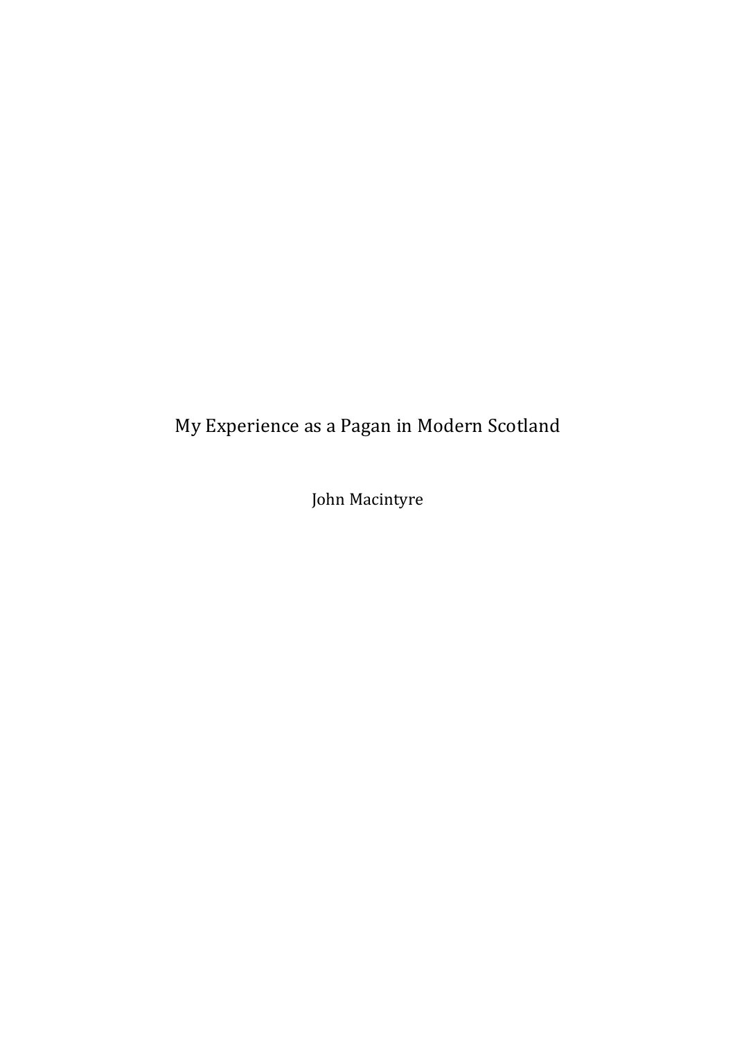# My Experience as a Pagan in Modern Scotland

John Macintyre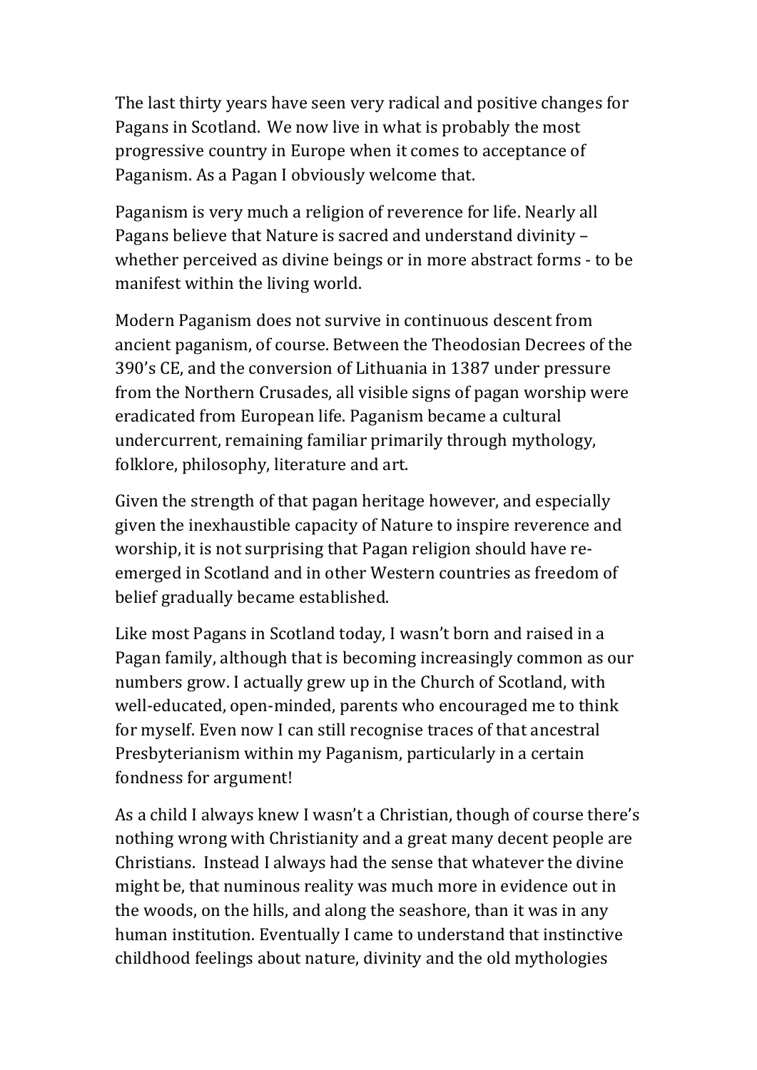The last thirty years have seen very radical and positive changes for Pagans in Scotland. We now live in what is probably the most progressive country in Europe when it comes to acceptance of Paganism. As a Pagan I obviously welcome that.

Paganism is very much a religion of reverence for life. Nearly all Pagans believe that Nature is sacred and understand divinity – whether perceived as divine beings or in more abstract forms - to be manifest within the living world.

Modern Paganism does not survive in continuous descent from ancient paganism, of course. Between the Theodosian Decrees of the 390's CE, and the conversion of Lithuania in 1387 under pressure from the Northern Crusades, all visible signs of pagan worship were eradicated from European life. Paganism became a cultural undercurrent, remaining familiar primarily through mythology, folklore, philosophy, literature and art.

Given the strength of that pagan heritage however, and especially given the inexhaustible capacity of Nature to inspire reverence and worship, it is not surprising that Pagan religion should have re-emerged in Scotland and in other Western countries as freedom of belief gradually became established.

Like most Pagans in Scotland today, I wasn't born and raised in a Pagan family, although that is becoming increasingly common as our numbers grow. I actually grew up in the Church of Scotland, with well-educated, open-minded, parents who encouraged me to think for myself. Even now I can still recognise traces of that ancestral Presbyterianism within my Paganism, particularly in a certain fondness for argument!

As a child I always knew I wasn't a Christian, though of course there's nothing wrong with Christianity and a great many decent people are Christians. Instead I always had the sense that whatever the divine might be, that numinous reality was much more in evidence out in the woods, on the hills, and along the seashore, than it was in any human institution. Eventually I came to understand that instinctive childhood feelings about nature, divinity and the old mythologies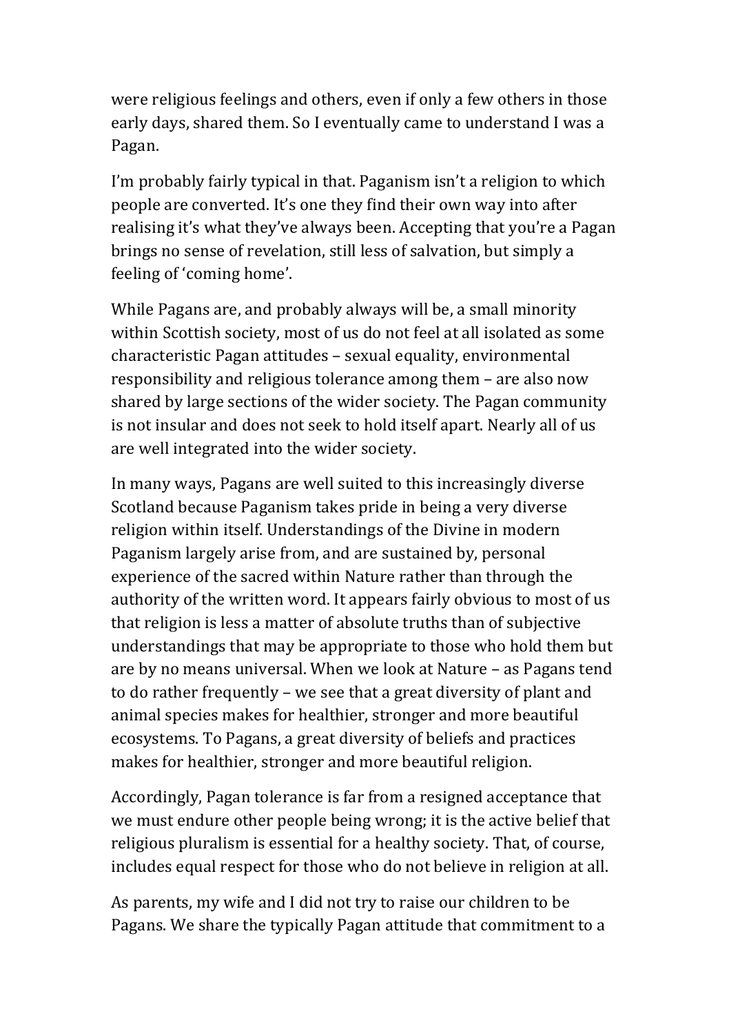were religious feelings and others, even if only a few others in those early days, shared them. So I eventually came to understand I was a Pagan.

I'm probably fairly typical in that. Paganism isn't a religion to which people are converted. It's one they find their own way into after realising it's what they've always been. Accepting that you're a Pagan brings no sense of revelation, still less of salvation, but simply a feeling of 'coming home'.

While Pagans are, and probably always will be, a small minority within Scottish society, most of us do not feel at all isolated as some characteristic Pagan attitudes – sexual equality, environmental responsibility and religious tolerance among them – are also now shared by large sections of the wider society. The Pagan community is not insular and does not seek to hold itself apart. Nearly all of us are well integrated into the wider society.

In many ways, Pagans are well suited to this increasingly diverse Scotland because Paganism takes pride in being a very diverse religion within itself. Understandings of the Divine in modern Paganism largely arise from, and are sustained by, personal experience of the sacred within Nature rather than through the authority of the written word. It appears fairly obvious to most of us that religion is less a matter of absolute truths than of subjective understandings that may be appropriate to those who hold them but are by no means universal. When we look at Nature – as Pagans tend to do rather frequently – we see that a great diversity of plant and animal species makes for healthier, stronger and more beautiful ecosystems. To Pagans, a great diversity of beliefs and practices makes for healthier, stronger and more beautiful religion.

Accordingly, Pagan tolerance is far from a resigned acceptance that we must endure other people being wrong; it is the active belief that religious pluralism is essential for a healthy society. That, of course, includes equal respect for those who do not believe in religion at all.

As parents, my wife and I did not try to raise our children to be Pagans. We share the typically Pagan attitude that commitment to a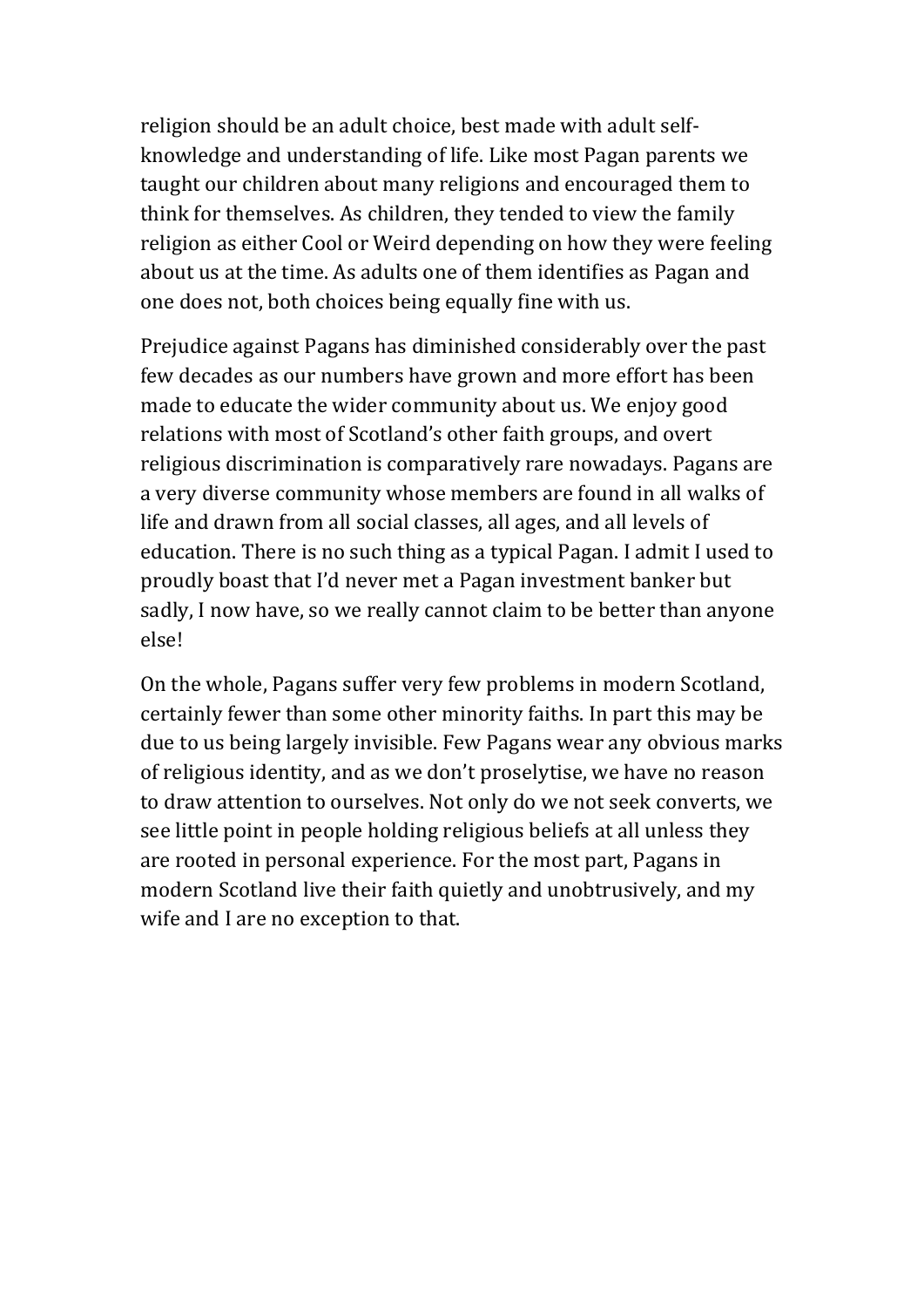religion should be an adult choice, best made with adult self-knowledge and understanding of life. Like most Pagan parents we taught our children about many religions and encouraged them to think for themselves. As children, they tended to view the family religion as either Cool or Weird depending on how they were feeling about us at the time. As adults one of them identifies as Pagan and one does not, both choices being equally fine with us.

Prejudice against Pagans has diminished considerably over the past few decades as our numbers have grown and more effort has been made to educate the wider community about us. We enjoy good relations with most of Scotland's other faith groups, and overt religious discrimination is comparatively rare nowadays. Pagans are a very diverse community whose members are found in all walks of life and drawn from all social classes, all ages, and all levels of education. There is no such thing as a typical Pagan. I admit I used to proudly boast that I'd never met a Pagan investment banker but sadly, I now have, so we really cannot claim to be better than anyone else!

On the whole, Pagans suffer very few problems in modern Scotland, certainly fewer than some other minority faiths. In part this may be due to us being largely invisible. Few Pagans wear any obvious marks of religious identity, and as we don't proselytise, we have no reason to draw attention to ourselves. Not only do we not seek converts, we see little point in people holding religious beliefs at all unless they are rooted in personal experience. For the most part, Pagans in modern Scotland live their faith quietly and unobtrusively, and my wife and I are no exception to that.